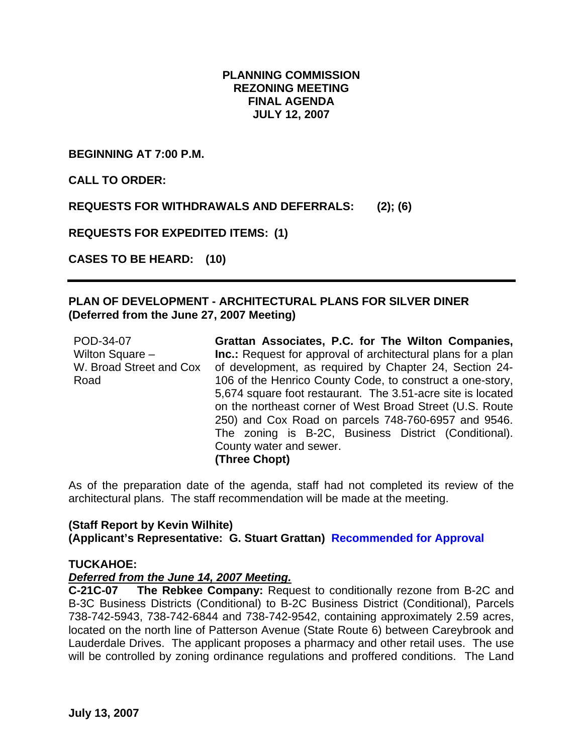**PLANNING COMMISSION**
**REZONING MEETING**
**FINAL AGENDA**
**JULY 12, 2007**

**BEGINNING AT 7:00 P.M.**

**CALL TO ORDER:**

**REQUESTS FOR WITHDRAWALS AND DEFERRALS: (2); (6)**

**REQUESTS FOR EXPEDITED ITEMS: (1)**

**CASES TO BE HEARD: (10)**

---

**PLAN OF DEVELOPMENT - ARCHITECTURAL PLANS FOR SILVER DINER (Deferred from the June 27, 2007 Meeting)**

| | |
|---|---|
| POD-34-07<br>Wilton Square –<br>W. Broad Street and Cox Road | **Grattan Associates, P.C. for The Wilton Companies, Inc.:** Request for approval of architectural plans for a plan of development, as required by Chapter 24, Section 24-106 of the Henrico County Code, to construct a one-story, 5,674 square foot restaurant. The 3.51-acre site is located on the northeast corner of West Broad Street (U.S. Route 250) and Cox Road on parcels 748-760-6957 and 9546. The zoning is B-2C, Business District (Conditional). County water and sewer.<br>**(Three Chopt)** |

As of the preparation date of the agenda, staff had not completed its review of the architectural plans. The staff recommendation will be made at the meeting.

**(Staff Report by Kevin Wilhite)**
**(Applicant's Representative: G. Stuart Grattan)** **Recommended for Approval**

**TUCKAHOE:**
***Deferred from the June 14, 2007 Meeting.***
**C-21C-07 The Rebkee Company:** Request to conditionally rezone from B-2C and B-3C Business Districts (Conditional) to B-2C Business District (Conditional), Parcels 738-742-5943, 738-742-6844 and 738-742-9542, containing approximately 2.59 acres, located on the north line of Patterson Avenue (State Route 6) between Careybrook and Lauderdale Drives. The applicant proposes a pharmacy and other retail uses. The use will be controlled by zoning ordinance regulations and proffered conditions. The Land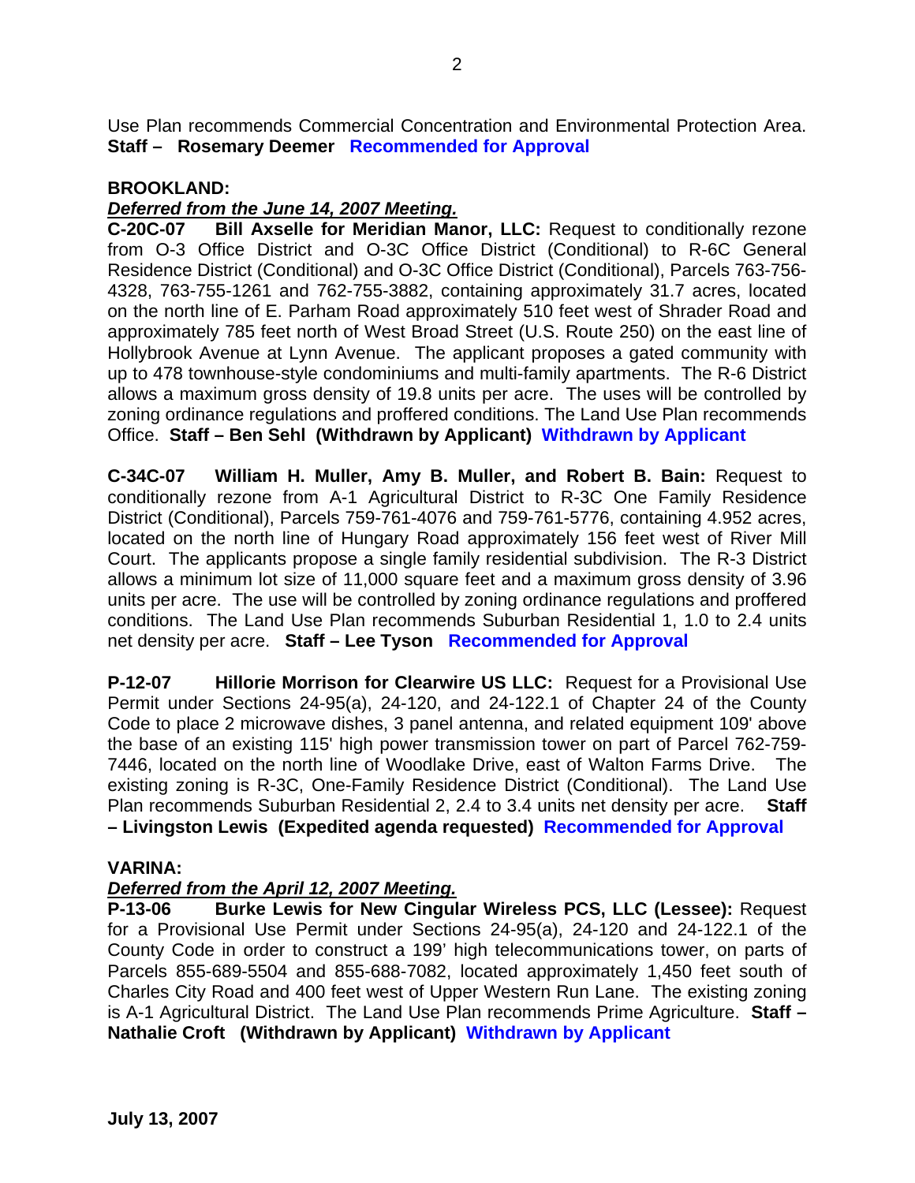Use Plan recommends Commercial Concentration and Environmental Protection Area. **Staff – Rosemary Deemer** **Recommended for Approval**

**BROOKLAND:**

***Deferred from the June 14, 2007 Meeting.***

**C-20C-07 Bill Axselle for Meridian Manor, LLC:** Request to conditionally rezone from O-3 Office District and O-3C Office District (Conditional) to R-6C General Residence District (Conditional) and O-3C Office District (Conditional), Parcels 763-756-4328, 763-755-1261 and 762-755-3882, containing approximately 31.7 acres, located on the north line of E. Parham Road approximately 510 feet west of Shrader Road and approximately 785 feet north of West Broad Street (U.S. Route 250) on the east line of Hollybrook Avenue at Lynn Avenue. The applicant proposes a gated community with up to 478 townhouse-style condominiums and multi-family apartments. The R-6 District allows a maximum gross density of 19.8 units per acre. The uses will be controlled by zoning ordinance regulations and proffered conditions. The Land Use Plan recommends Office. **Staff – Ben Sehl (Withdrawn by Applicant)** **Withdrawn by Applicant**

**C-34C-07 William H. Muller, Amy B. Muller, and Robert B. Bain:** Request to conditionally rezone from A-1 Agricultural District to R-3C One Family Residence District (Conditional), Parcels 759-761-4076 and 759-761-5776, containing 4.952 acres, located on the north line of Hungary Road approximately 156 feet west of River Mill Court. The applicants propose a single family residential subdivision. The R-3 District allows a minimum lot size of 11,000 square feet and a maximum gross density of 3.96 units per acre. The use will be controlled by zoning ordinance regulations and proffered conditions. The Land Use Plan recommends Suburban Residential 1, 1.0 to 2.4 units net density per acre. **Staff – Lee Tyson** **Recommended for Approval**

**P-12-07 Hillorie Morrison for Clearwire US LLC:** Request for a Provisional Use Permit under Sections 24-95(a), 24-120, and 24-122.1 of Chapter 24 of the County Code to place 2 microwave dishes, 3 panel antenna, and related equipment 109' above the base of an existing 115' high power transmission tower on part of Parcel 762-759-7446, located on the north line of Woodlake Drive, east of Walton Farms Drive. The existing zoning is R-3C, One-Family Residence District (Conditional). The Land Use Plan recommends Suburban Residential 2, 2.4 to 3.4 units net density per acre. **Staff – Livingston Lewis (Expedited agenda requested)** **Recommended for Approval**

**VARINA:**

***Deferred from the April 12, 2007 Meeting.***

**P-13-06 Burke Lewis for New Cingular Wireless PCS, LLC (Lessee):** Request for a Provisional Use Permit under Sections 24-95(a), 24-120 and 24-122.1 of the County Code in order to construct a 199' high telecommunications tower, on parts of Parcels 855-689-5504 and 855-688-7082, located approximately 1,450 feet south of Charles City Road and 400 feet west of Upper Western Run Lane. The existing zoning is A-1 Agricultural District. The Land Use Plan recommends Prime Agriculture. **Staff – Nathalie Croft (Withdrawn by Applicant)** **Withdrawn by Applicant**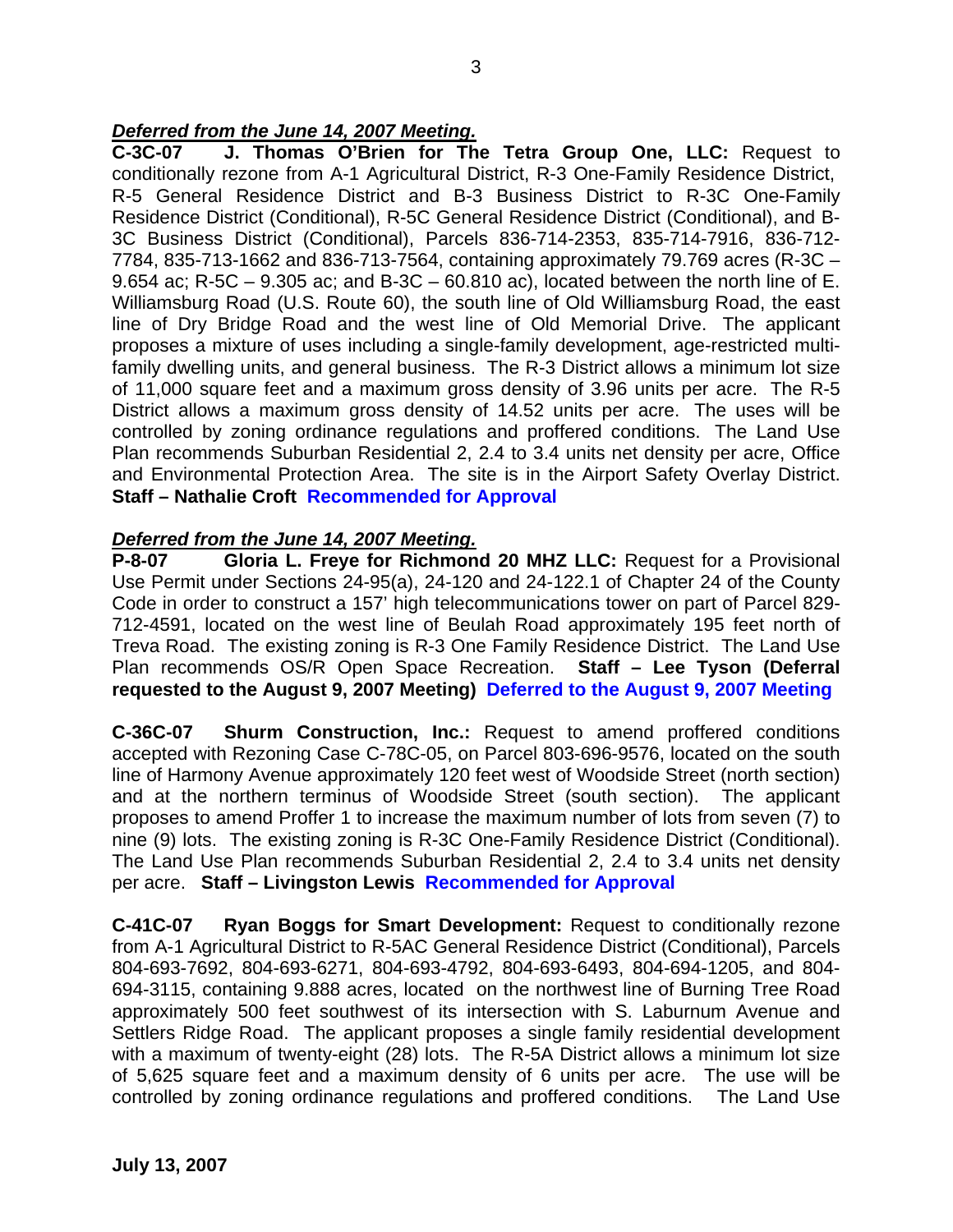***Deferred from the June 14, 2007 Meeting.***

**C-3C-07 J. Thomas O'Brien for The Tetra Group One, LLC:** Request to conditionally rezone from A-1 Agricultural District, R-3 One-Family Residence District, R-5 General Residence District and B-3 Business District to R-3C One-Family Residence District (Conditional), R-5C General Residence District (Conditional), and B-3C Business District (Conditional), Parcels 836-714-2353, 835-714-7916, 836-712-7784, 835-713-1662 and 836-713-7564, containing approximately 79.769 acres (R-3C – 9.654 ac; R-5C – 9.305 ac; and B-3C – 60.810 ac), located between the north line of E. Williamsburg Road (U.S. Route 60), the south line of Old Williamsburg Road, the east line of Dry Bridge Road and the west line of Old Memorial Drive. The applicant proposes a mixture of uses including a single-family development, age-restricted multi-family dwelling units, and general business. The R-3 District allows a minimum lot size of 11,000 square feet and a maximum gross density of 3.96 units per acre. The R-5 District allows a maximum gross density of 14.52 units per acre. The uses will be controlled by zoning ordinance regulations and proffered conditions. The Land Use Plan recommends Suburban Residential 2, 2.4 to 3.4 units net density per acre, Office and Environmental Protection Area. The site is in the Airport Safety Overlay District. **Staff – Nathalie Croft Recommended for Approval**

***Deferred from the June 14, 2007 Meeting.***

**P-8-07 Gloria L. Freye for Richmond 20 MHZ LLC:** Request for a Provisional Use Permit under Sections 24-95(a), 24-120 and 24-122.1 of Chapter 24 of the County Code in order to construct a 157' high telecommunications tower on part of Parcel 829-712-4591, located on the west line of Beulah Road approximately 195 feet north of Treva Road. The existing zoning is R-3 One Family Residence District. The Land Use Plan recommends OS/R Open Space Recreation. **Staff – Lee Tyson (Deferral requested to the August 9, 2007 Meeting) Deferred to the August 9, 2007 Meeting**

**C-36C-07 Shurm Construction, Inc.:** Request to amend proffered conditions accepted with Rezoning Case C-78C-05, on Parcel 803-696-9576, located on the south line of Harmony Avenue approximately 120 feet west of Woodside Street (north section) and at the northern terminus of Woodside Street (south section). The applicant proposes to amend Proffer 1 to increase the maximum number of lots from seven (7) to nine (9) lots. The existing zoning is R-3C One-Family Residence District (Conditional). The Land Use Plan recommends Suburban Residential 2, 2.4 to 3.4 units net density per acre. **Staff – Livingston Lewis Recommended for Approval**

**C-41C-07 Ryan Boggs for Smart Development:** Request to conditionally rezone from A-1 Agricultural District to R-5AC General Residence District (Conditional), Parcels 804-693-7692, 804-693-6271, 804-693-4792, 804-693-6493, 804-694-1205, and 804-694-3115, containing 9.888 acres, located on the northwest line of Burning Tree Road approximately 500 feet southwest of its intersection with S. Laburnum Avenue and Settlers Ridge Road. The applicant proposes a single family residential development with a maximum of twenty-eight (28) lots. The R-5A District allows a minimum lot size of 5,625 square feet and a maximum density of 6 units per acre. The use will be controlled by zoning ordinance regulations and proffered conditions. The Land Use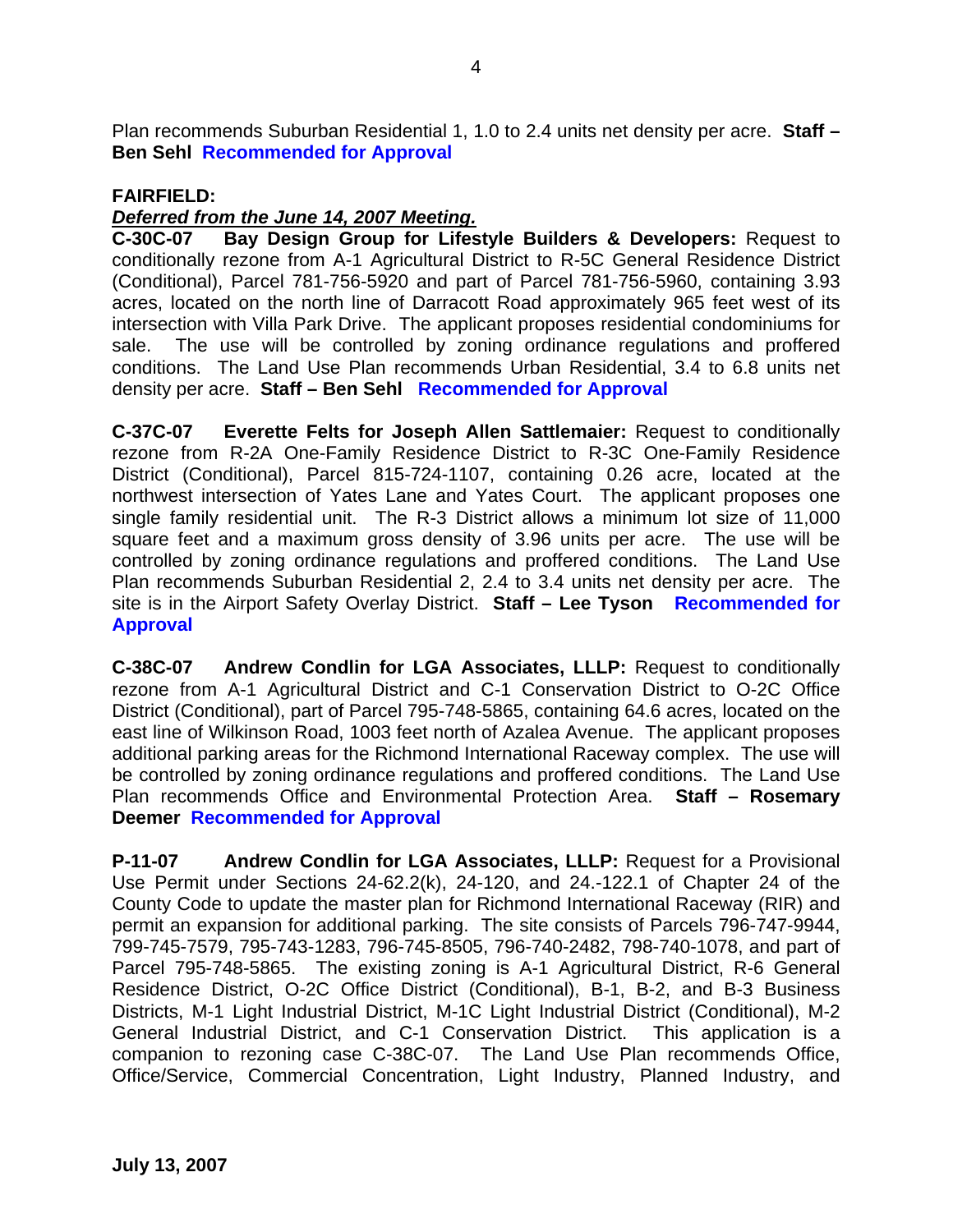Plan recommends Suburban Residential 1, 1.0 to 2.4 units net density per acre. **Staff – Ben Sehl** **Recommended for Approval**

**FAIRFIELD:**

***Deferred from the June 14, 2007 Meeting.***

**C-30C-07 Bay Design Group for Lifestyle Builders & Developers:** Request to conditionally rezone from A-1 Agricultural District to R-5C General Residence District (Conditional), Parcel 781-756-5920 and part of Parcel 781-756-5960, containing 3.93 acres, located on the north line of Darracott Road approximately 965 feet west of its intersection with Villa Park Drive. The applicant proposes residential condominiums for sale. The use will be controlled by zoning ordinance regulations and proffered conditions. The Land Use Plan recommends Urban Residential, 3.4 to 6.8 units net density per acre. **Staff – Ben Sehl** **Recommended for Approval**

**C-37C-07 Everette Felts for Joseph Allen Sattlemaier:** Request to conditionally rezone from R-2A One-Family Residence District to R-3C One-Family Residence District (Conditional), Parcel 815-724-1107, containing 0.26 acre, located at the northwest intersection of Yates Lane and Yates Court. The applicant proposes one single family residential unit. The R-3 District allows a minimum lot size of 11,000 square feet and a maximum gross density of 3.96 units per acre. The use will be controlled by zoning ordinance regulations and proffered conditions. The Land Use Plan recommends Suburban Residential 2, 2.4 to 3.4 units net density per acre. The site is in the Airport Safety Overlay District. **Staff – Lee Tyson** **Recommended for Approval**

**C-38C-07 Andrew Condlin for LGA Associates, LLLP:** Request to conditionally rezone from A-1 Agricultural District and C-1 Conservation District to O-2C Office District (Conditional), part of Parcel 795-748-5865, containing 64.6 acres, located on the east line of Wilkinson Road, 1003 feet north of Azalea Avenue. The applicant proposes additional parking areas for the Richmond International Raceway complex. The use will be controlled by zoning ordinance regulations and proffered conditions. The Land Use Plan recommends Office and Environmental Protection Area. **Staff – Rosemary Deemer** **Recommended for Approval**

**P-11-07 Andrew Condlin for LGA Associates, LLLP:** Request for a Provisional Use Permit under Sections 24-62.2(k), 24-120, and 24.-122.1 of Chapter 24 of the County Code to update the master plan for Richmond International Raceway (RIR) and permit an expansion for additional parking. The site consists of Parcels 796-747-9944, 799-745-7579, 795-743-1283, 796-745-8505, 796-740-2482, 798-740-1078, and part of Parcel 795-748-5865. The existing zoning is A-1 Agricultural District, R-6 General Residence District, O-2C Office District (Conditional), B-1, B-2, and B-3 Business Districts, M-1 Light Industrial District, M-1C Light Industrial District (Conditional), M-2 General Industrial District, and C-1 Conservation District. This application is a companion to rezoning case C-38C-07. The Land Use Plan recommends Office, Office/Service, Commercial Concentration, Light Industry, Planned Industry, and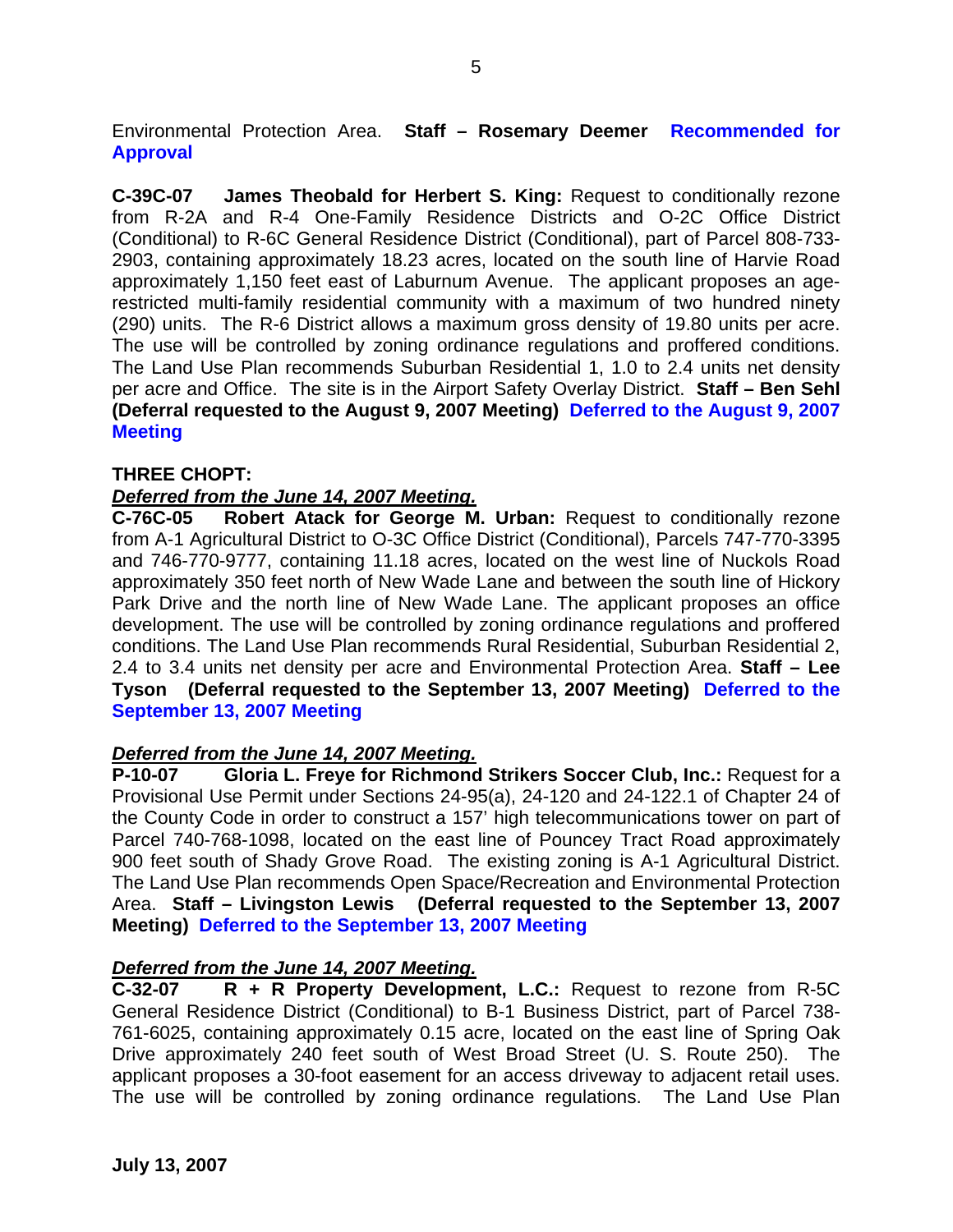Environmental Protection Area. **Staff – Rosemary Deemer** **Recommended for Approval**

**C-39C-07 James Theobald for Herbert S. King:** Request to conditionally rezone from R-2A and R-4 One-Family Residence Districts and O-2C Office District (Conditional) to R-6C General Residence District (Conditional), part of Parcel 808-733-2903, containing approximately 18.23 acres, located on the south line of Harvie Road approximately 1,150 feet east of Laburnum Avenue. The applicant proposes an age-restricted multi-family residential community with a maximum of two hundred ninety (290) units. The R-6 District allows a maximum gross density of 19.80 units per acre. The use will be controlled by zoning ordinance regulations and proffered conditions. The Land Use Plan recommends Suburban Residential 1, 1.0 to 2.4 units net density per acre and Office. The site is in the Airport Safety Overlay District. **Staff – Ben Sehl (Deferral requested to the August 9, 2007 Meeting)** **Deferred to the August 9, 2007 Meeting**

**THREE CHOPT:**

***Deferred from the June 14, 2007 Meeting.***

**C-76C-05 Robert Atack for George M. Urban:** Request to conditionally rezone from A-1 Agricultural District to O-3C Office District (Conditional), Parcels 747-770-3395 and 746-770-9777, containing 11.18 acres, located on the west line of Nuckols Road approximately 350 feet north of New Wade Lane and between the south line of Hickory Park Drive and the north line of New Wade Lane. The applicant proposes an office development. The use will be controlled by zoning ordinance regulations and proffered conditions. The Land Use Plan recommends Rural Residential, Suburban Residential 2, 2.4 to 3.4 units net density per acre and Environmental Protection Area. **Staff – Lee Tyson (Deferral requested to the September 13, 2007 Meeting)** **Deferred to the September 13, 2007 Meeting**

***Deferred from the June 14, 2007 Meeting.***

**P-10-07 Gloria L. Freye for Richmond Strikers Soccer Club, Inc.:** Request for a Provisional Use Permit under Sections 24-95(a), 24-120 and 24-122.1 of Chapter 24 of the County Code in order to construct a 157' high telecommunications tower on part of Parcel 740-768-1098, located on the east line of Pouncey Tract Road approximately 900 feet south of Shady Grove Road. The existing zoning is A-1 Agricultural District. The Land Use Plan recommends Open Space/Recreation and Environmental Protection Area. **Staff – Livingston Lewis (Deferral requested to the September 13, 2007 Meeting)** **Deferred to the September 13, 2007 Meeting**

***Deferred from the June 14, 2007 Meeting.***

**C-32-07 R + R Property Development, L.C.:** Request to rezone from R-5C General Residence District (Conditional) to B-1 Business District, part of Parcel 738-761-6025, containing approximately 0.15 acre, located on the east line of Spring Oak Drive approximately 240 feet south of West Broad Street (U. S. Route 250). The applicant proposes a 30-foot easement for an access driveway to adjacent retail uses. The use will be controlled by zoning ordinance regulations. The Land Use Plan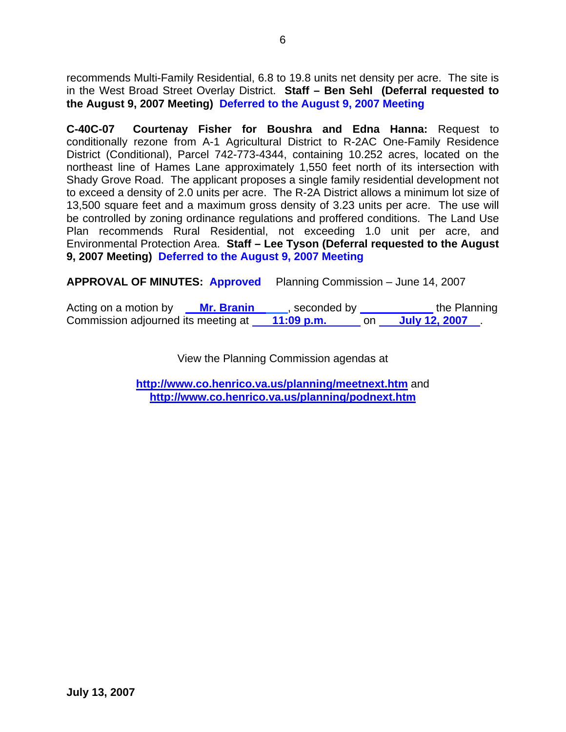recommends Multi-Family Residential, 6.8 to 19.8 units net density per acre. The site is in the West Broad Street Overlay District. **Staff – Ben Sehl (Deferral requested to the August 9, 2007 Meeting)** **Deferred to the August 9, 2007 Meeting**

**C-40C-07 Courtenay Fisher for Boushra and Edna Hanna:** Request to conditionally rezone from A-1 Agricultural District to R-2AC One-Family Residence District (Conditional), Parcel 742-773-4344, containing 10.252 acres, located on the northeast line of Hames Lane approximately 1,550 feet north of its intersection with Shady Grove Road. The applicant proposes a single family residential development not to exceed a density of 2.0 units per acre. The R-2A District allows a minimum lot size of 13,500 square feet and a maximum gross density of 3.23 units per acre. The use will be controlled by zoning ordinance regulations and proffered conditions. The Land Use Plan recommends Rural Residential, not exceeding 1.0 unit per acre, and Environmental Protection Area. **Staff – Lee Tyson (Deferral requested to the August 9, 2007 Meeting)** **Deferred to the August 9, 2007 Meeting**

**APPROVAL OF MINUTES:** **Approved** Planning Commission – June 14, 2007

Acting on a motion by **Mr. Branin**, seconded by ____________ the Planning Commission adjourned its meeting at **11:09 p.m.** on **July 12, 2007**.

View the Planning Commission agendas at

**http://www.co.henrico.va.us/planning/meetnext.htm** and **http://www.co.henrico.va.us/planning/podnext.htm**

**July 13, 2007**